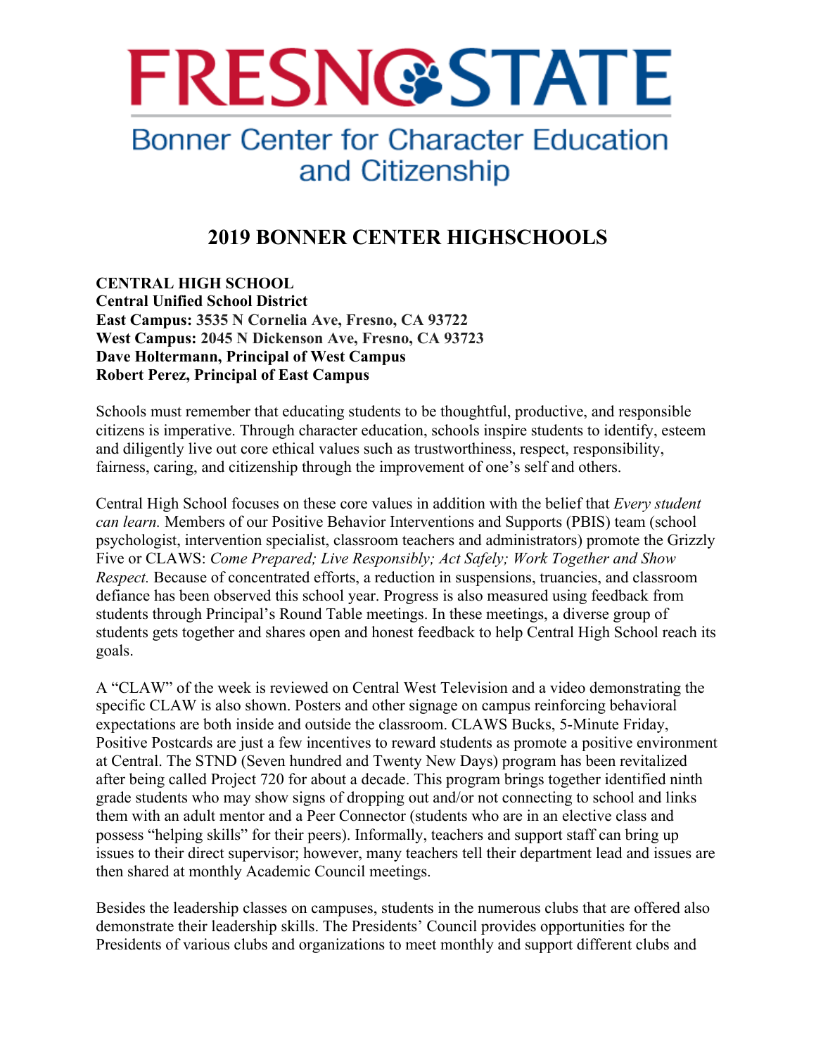# FRESNO STATE

## Bonner Center for Character Education and Citizenship

## 2019 BONNER CENTER HIGHSCHOOLS

**CENTRAL HIGH SCHOOL**
**Central Unified School District**
**East Campus: 3535 N Cornelia Ave, Fresno, CA 93722**
**West Campus: 2045 N Dickenson Ave, Fresno, CA 93723**
**Dave Holtermann, Principal of West Campus**
**Robert Perez, Principal of East Campus**

Schools must remember that educating students to be thoughtful, productive, and responsible citizens is imperative. Through character education, schools inspire students to identify, esteem and diligently live out core ethical values such as trustworthiness, respect, responsibility, fairness, caring, and citizenship through the improvement of one's self and others.

Central High School focuses on these core values in addition with the belief that *Every student can learn.* Members of our Positive Behavior Interventions and Supports (PBIS) team (school psychologist, intervention specialist, classroom teachers and administrators) promote the Grizzly Five or CLAWS: *Come Prepared; Live Responsibly; Act Safely; Work Together and Show Respect.* Because of concentrated efforts, a reduction in suspensions, truancies, and classroom defiance has been observed this school year. Progress is also measured using feedback from students through Principal's Round Table meetings. In these meetings, a diverse group of students gets together and shares open and honest feedback to help Central High School reach its goals.

A "CLAW" of the week is reviewed on Central West Television and a video demonstrating the specific CLAW is also shown. Posters and other signage on campus reinforcing behavioral expectations are both inside and outside the classroom. CLAWS Bucks, 5-Minute Friday, Positive Postcards are just a few incentives to reward students as promote a positive environment at Central. The STND (Seven hundred and Twenty New Days) program has been revitalized after being called Project 720 for about a decade. This program brings together identified ninth grade students who may show signs of dropping out and/or not connecting to school and links them with an adult mentor and a Peer Connector (students who are in an elective class and possess "helping skills" for their peers). Informally, teachers and support staff can bring up issues to their direct supervisor; however, many teachers tell their department lead and issues are then shared at monthly Academic Council meetings.

Besides the leadership classes on campuses, students in the numerous clubs that are offered also demonstrate their leadership skills. The Presidents' Council provides opportunities for the Presidents of various clubs and organizations to meet monthly and support different clubs and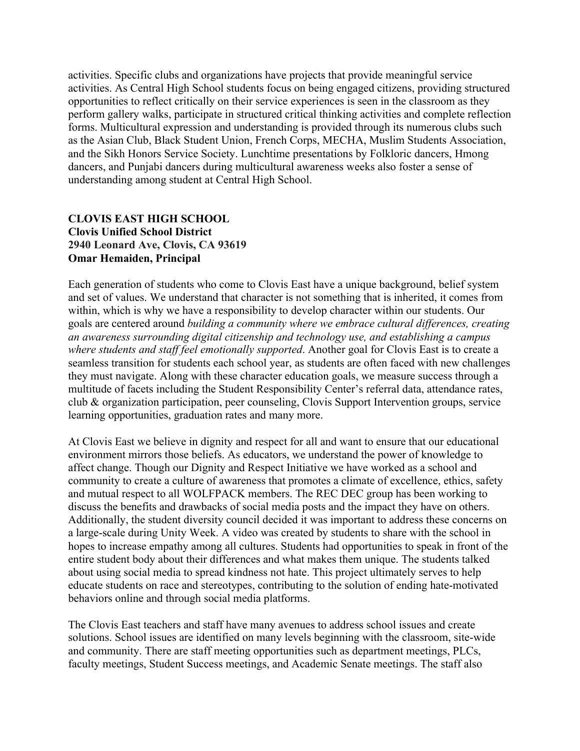activities. Specific clubs and organizations have projects that provide meaningful service activities. As Central High School students focus on being engaged citizens, providing structured opportunities to reflect critically on their service experiences is seen in the classroom as they perform gallery walks, participate in structured critical thinking activities and complete reflection forms. Multicultural expression and understanding is provided through its numerous clubs such as the Asian Club, Black Student Union, French Corps, MECHA, Muslim Students Association, and the Sikh Honors Service Society. Lunchtime presentations by Folkloric dancers, Hmong dancers, and Punjabi dancers during multicultural awareness weeks also foster a sense of understanding among student at Central High School.

**CLOVIS EAST HIGH SCHOOL**
**Clovis Unified School District**
**2940 Leonard Ave, Clovis, CA 93619**
**Omar Hemaiden, Principal**

Each generation of students who come to Clovis East have a unique background, belief system and set of values. We understand that character is not something that is inherited, it comes from within, which is why we have a responsibility to develop character within our students. Our goals are centered around *building a community where we embrace cultural differences, creating an awareness surrounding digital citizenship and technology use, and establishing a campus where students and staff feel emotionally supported*. Another goal for Clovis East is to create a seamless transition for students each school year, as students are often faced with new challenges they must navigate. Along with these character education goals, we measure success through a multitude of facets including the Student Responsibility Center's referral data, attendance rates, club & organization participation, peer counseling, Clovis Support Intervention groups, service learning opportunities, graduation rates and many more.

At Clovis East we believe in dignity and respect for all and want to ensure that our educational environment mirrors those beliefs. As educators, we understand the power of knowledge to affect change. Though our Dignity and Respect Initiative we have worked as a school and community to create a culture of awareness that promotes a climate of excellence, ethics, safety and mutual respect to all WOLFPACK members. The REC DEC group has been working to discuss the benefits and drawbacks of social media posts and the impact they have on others. Additionally, the student diversity council decided it was important to address these concerns on a large-scale during Unity Week. A video was created by students to share with the school in hopes to increase empathy among all cultures. Students had opportunities to speak in front of the entire student body about their differences and what makes them unique. The students talked about using social media to spread kindness not hate. This project ultimately serves to help educate students on race and stereotypes, contributing to the solution of ending hate-motivated behaviors online and through social media platforms.

The Clovis East teachers and staff have many avenues to address school issues and create solutions. School issues are identified on many levels beginning with the classroom, site-wide and community. There are staff meeting opportunities such as department meetings, PLCs, faculty meetings, Student Success meetings, and Academic Senate meetings. The staff also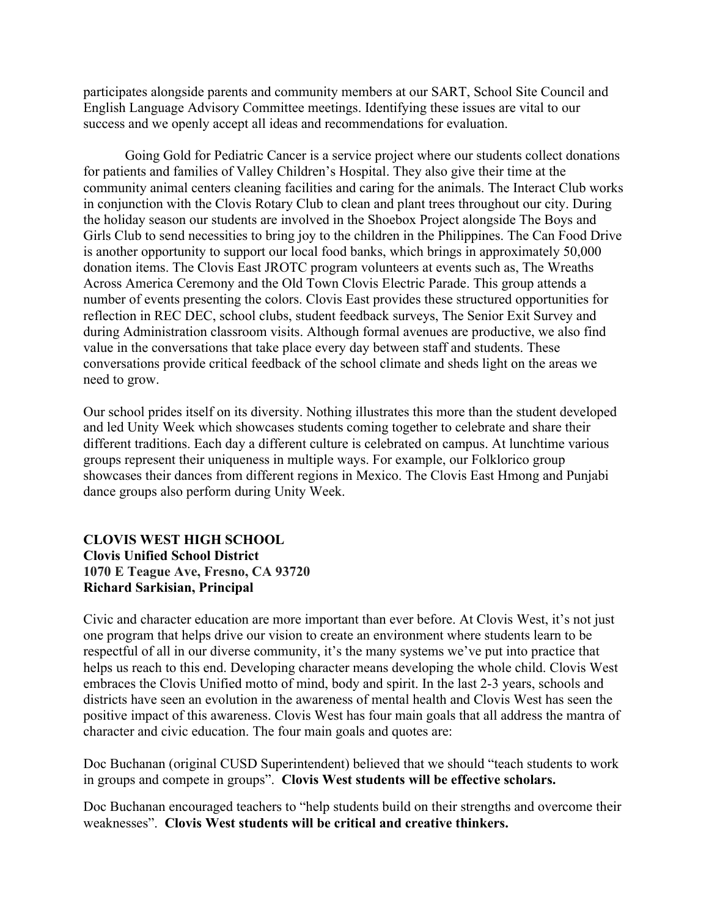participates alongside parents and community members at our SART, School Site Council and English Language Advisory Committee meetings. Identifying these issues are vital to our success and we openly accept all ideas and recommendations for evaluation.

Going Gold for Pediatric Cancer is a service project where our students collect donations for patients and families of Valley Children's Hospital. They also give their time at the community animal centers cleaning facilities and caring for the animals. The Interact Club works in conjunction with the Clovis Rotary Club to clean and plant trees throughout our city. During the holiday season our students are involved in the Shoebox Project alongside The Boys and Girls Club to send necessities to bring joy to the children in the Philippines. The Can Food Drive is another opportunity to support our local food banks, which brings in approximately 50,000 donation items. The Clovis East JROTC program volunteers at events such as, The Wreaths Across America Ceremony and the Old Town Clovis Electric Parade. This group attends a number of events presenting the colors. Clovis East provides these structured opportunities for reflection in REC DEC, school clubs, student feedback surveys, The Senior Exit Survey and during Administration classroom visits. Although formal avenues are productive, we also find value in the conversations that take place every day between staff and students. These conversations provide critical feedback of the school climate and sheds light on the areas we need to grow.

Our school prides itself on its diversity. Nothing illustrates this more than the student developed and led Unity Week which showcases students coming together to celebrate and share their different traditions. Each day a different culture is celebrated on campus. At lunchtime various groups represent their uniqueness in multiple ways. For example, our Folklorico group showcases their dances from different regions in Mexico. The Clovis East Hmong and Punjabi dance groups also perform during Unity Week.

**CLOVIS WEST HIGH SCHOOL**
**Clovis Unified School District**
**1070 E Teague Ave, Fresno, CA 93720**
**Richard Sarkisian, Principal**

Civic and character education are more important than ever before. At Clovis West, it's not just one program that helps drive our vision to create an environment where students learn to be respectful of all in our diverse community, it's the many systems we've put into practice that helps us reach to this end. Developing character means developing the whole child. Clovis West embraces the Clovis Unified motto of mind, body and spirit. In the last 2-3 years, schools and districts have seen an evolution in the awareness of mental health and Clovis West has seen the positive impact of this awareness. Clovis West has four main goals that all address the mantra of character and civic education. The four main goals and quotes are:

Doc Buchanan (original CUSD Superintendent) believed that we should "teach students to work in groups and compete in groups". **Clovis West students will be effective scholars.**

Doc Buchanan encouraged teachers to "help students build on their strengths and overcome their weaknesses". **Clovis West students will be critical and creative thinkers.**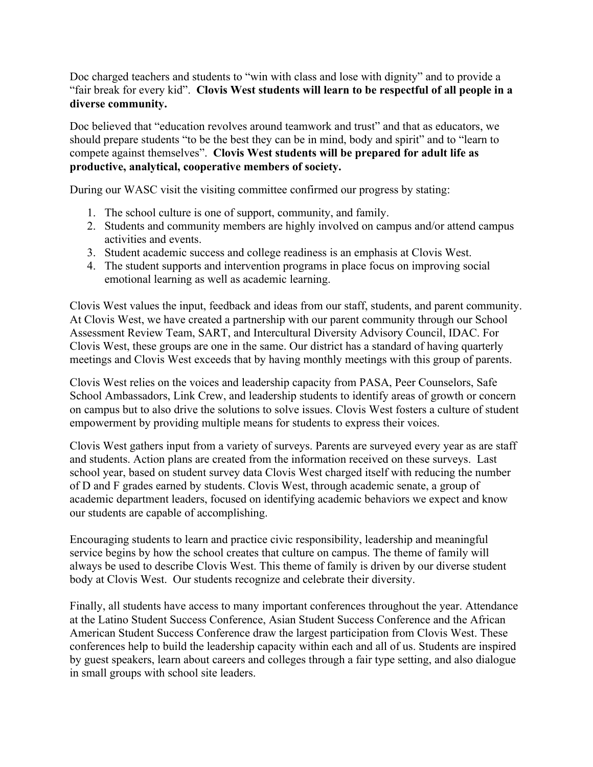Doc charged teachers and students to “win with class and lose with dignity” and to provide a “fair break for every kid”. **Clovis West students will learn to be respectful of all people in a diverse community.**

Doc believed that “education revolves around teamwork and trust” and that as educators, we should prepare students “to be the best they can be in mind, body and spirit” and to “learn to compete against themselves”. **Clovis West students will be prepared for adult life as productive, analytical, cooperative members of society.**

During our WASC visit the visiting committee confirmed our progress by stating:

1. The school culture is one of support, community, and family.
2. Students and community members are highly involved on campus and/or attend campus activities and events.
3. Student academic success and college readiness is an emphasis at Clovis West.
4. The student supports and intervention programs in place focus on improving social emotional learning as well as academic learning.

Clovis West values the input, feedback and ideas from our staff, students, and parent community. At Clovis West, we have created a partnership with our parent community through our School Assessment Review Team, SART, and Intercultural Diversity Advisory Council, IDAC. For Clovis West, these groups are one in the same. Our district has a standard of having quarterly meetings and Clovis West exceeds that by having monthly meetings with this group of parents.

Clovis West relies on the voices and leadership capacity from PASA, Peer Counselors, Safe School Ambassadors, Link Crew, and leadership students to identify areas of growth or concern on campus but to also drive the solutions to solve issues. Clovis West fosters a culture of student empowerment by providing multiple means for students to express their voices.

Clovis West gathers input from a variety of surveys. Parents are surveyed every year as are staff and students. Action plans are created from the information received on these surveys. Last school year, based on student survey data Clovis West charged itself with reducing the number of D and F grades earned by students. Clovis West, through academic senate, a group of academic department leaders, focused on identifying academic behaviors we expect and know our students are capable of accomplishing.

Encouraging students to learn and practice civic responsibility, leadership and meaningful service begins by how the school creates that culture on campus. The theme of family will always be used to describe Clovis West. This theme of family is driven by our diverse student body at Clovis West. Our students recognize and celebrate their diversity.

Finally, all students have access to many important conferences throughout the year. Attendance at the Latino Student Success Conference, Asian Student Success Conference and the African American Student Success Conference draw the largest participation from Clovis West. These conferences help to build the leadership capacity within each and all of us. Students are inspired by guest speakers, learn about careers and colleges through a fair type setting, and also dialogue in small groups with school site leaders.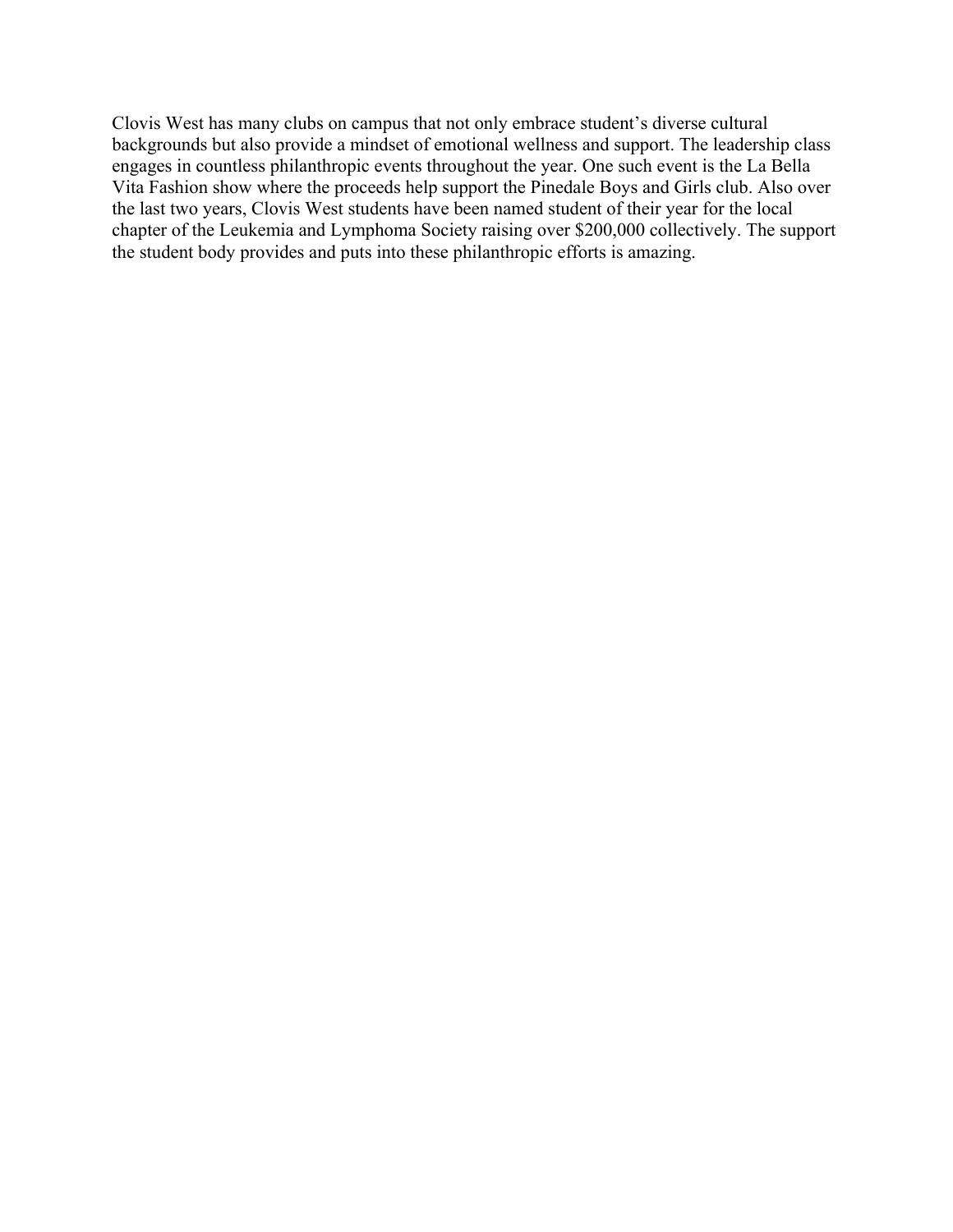Clovis West has many clubs on campus that not only embrace student's diverse cultural backgrounds but also provide a mindset of emotional wellness and support. The leadership class engages in countless philanthropic events throughout the year. One such event is the La Bella Vita Fashion show where the proceeds help support the Pinedale Boys and Girls club. Also over the last two years, Clovis West students have been named student of their year for the local chapter of the Leukemia and Lymphoma Society raising over $200,000 collectively. The support the student body provides and puts into these philanthropic efforts is amazing.